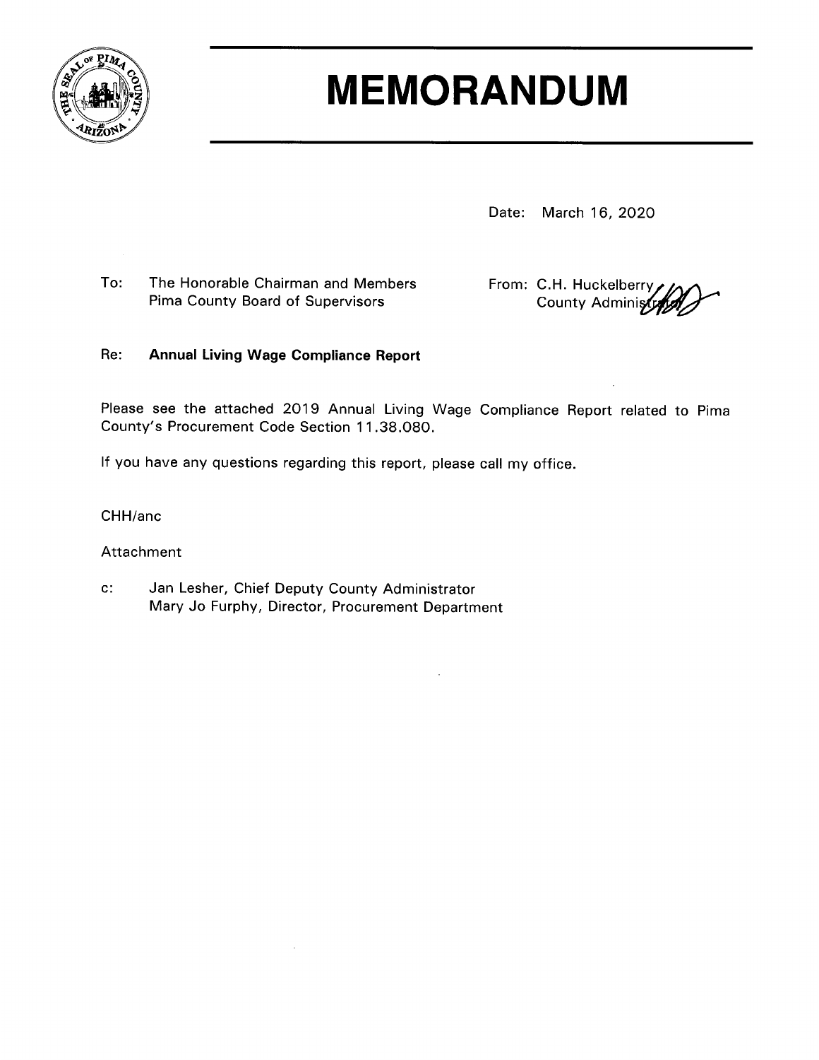# MEMORANDUM

Date: March 16, 2020

To: The Honorable Chairman and Members
Pima County Board of Supervisors

From: C.H. Huckelberry
County Administrator

Re: **Annual Living Wage Compliance Report**

Please see the attached 2019 Annual Living Wage Compliance Report related to Pima County's Procurement Code Section 11.38.080.

If you have any questions regarding this report, please call my office.

CHH/anc

Attachment

c: Jan Lesher, Chief Deputy County Administrator
Mary Jo Furphy, Director, Procurement Department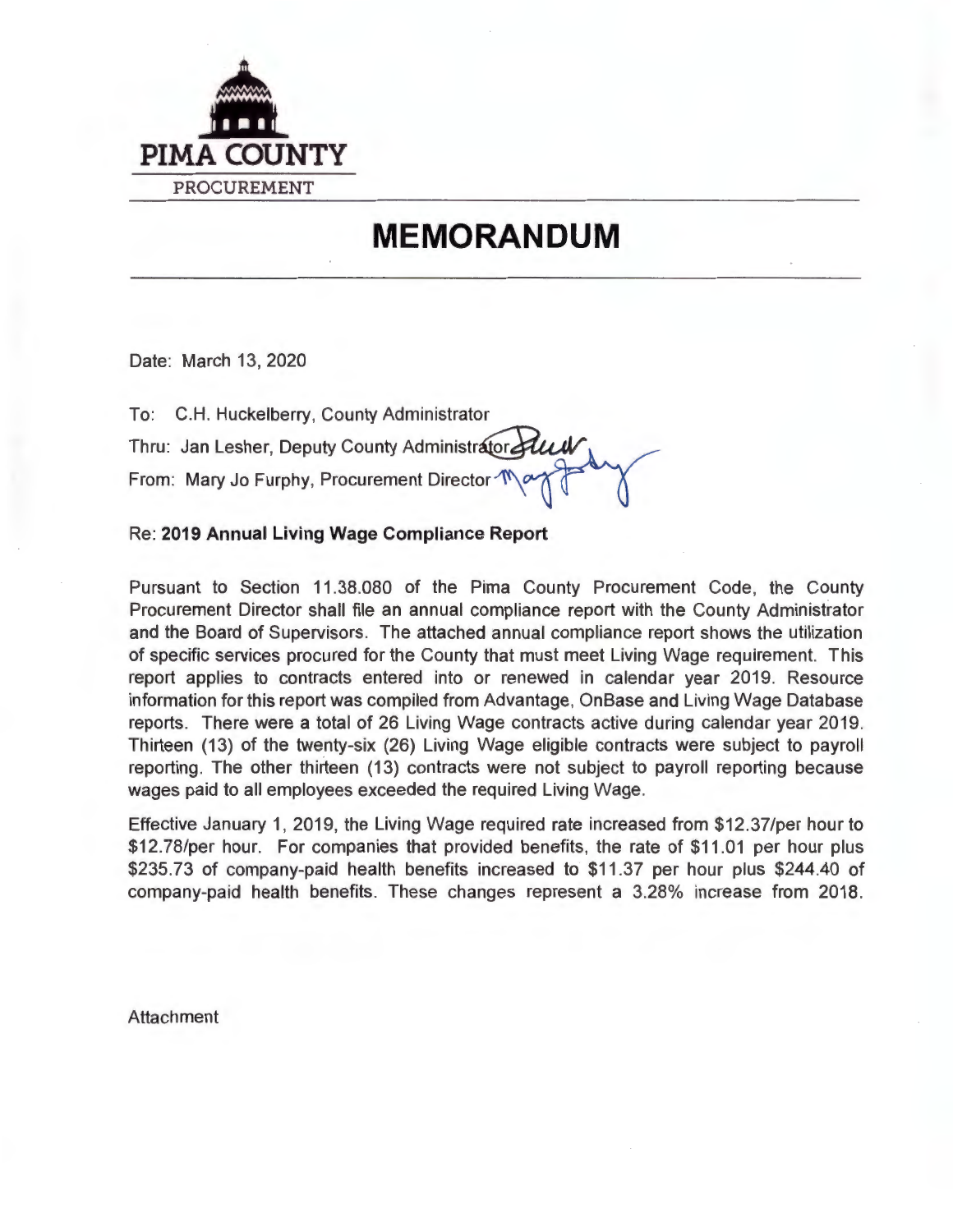PIMA COUNTY

PROCUREMENT

# MEMORANDUM

Date: March 13, 2020

To: C.H. Huckelberry, County Administrator

Thru: Jan Lesher, Deputy County Administrator

From: Mary Jo Furphy, Procurement Director

Re: **2019 Annual Living Wage Compliance Report**

Pursuant to Section 11.38.080 of the Pima County Procurement Code, the County Procurement Director shall file an annual compliance report with the County Administrator and the Board of Supervisors. The attached annual compliance report shows the utilization of specific services procured for the County that must meet Living Wage requirement. This report applies to contracts entered into or renewed in calendar year 2019. Resource information for this report was compiled from Advantage, OnBase and Living Wage Database reports. There were a total of 26 Living Wage contracts active during calendar year 2019. Thirteen (13) of the twenty-six (26) Living Wage eligible contracts were subject to payroll reporting. The other thirteen (13) contracts were not subject to payroll reporting because wages paid to all employees exceeded the required Living Wage.

Effective January 1, 2019, the Living Wage required rate increased from $12.37/per hour to $12.78/per hour. For companies that provided benefits, the rate of $11.01 per hour plus $235.73 of company-paid health benefits increased to $11.37 per hour plus $244.40 of company-paid health benefits. These changes represent a 3.28% increase from 2018.

Attachment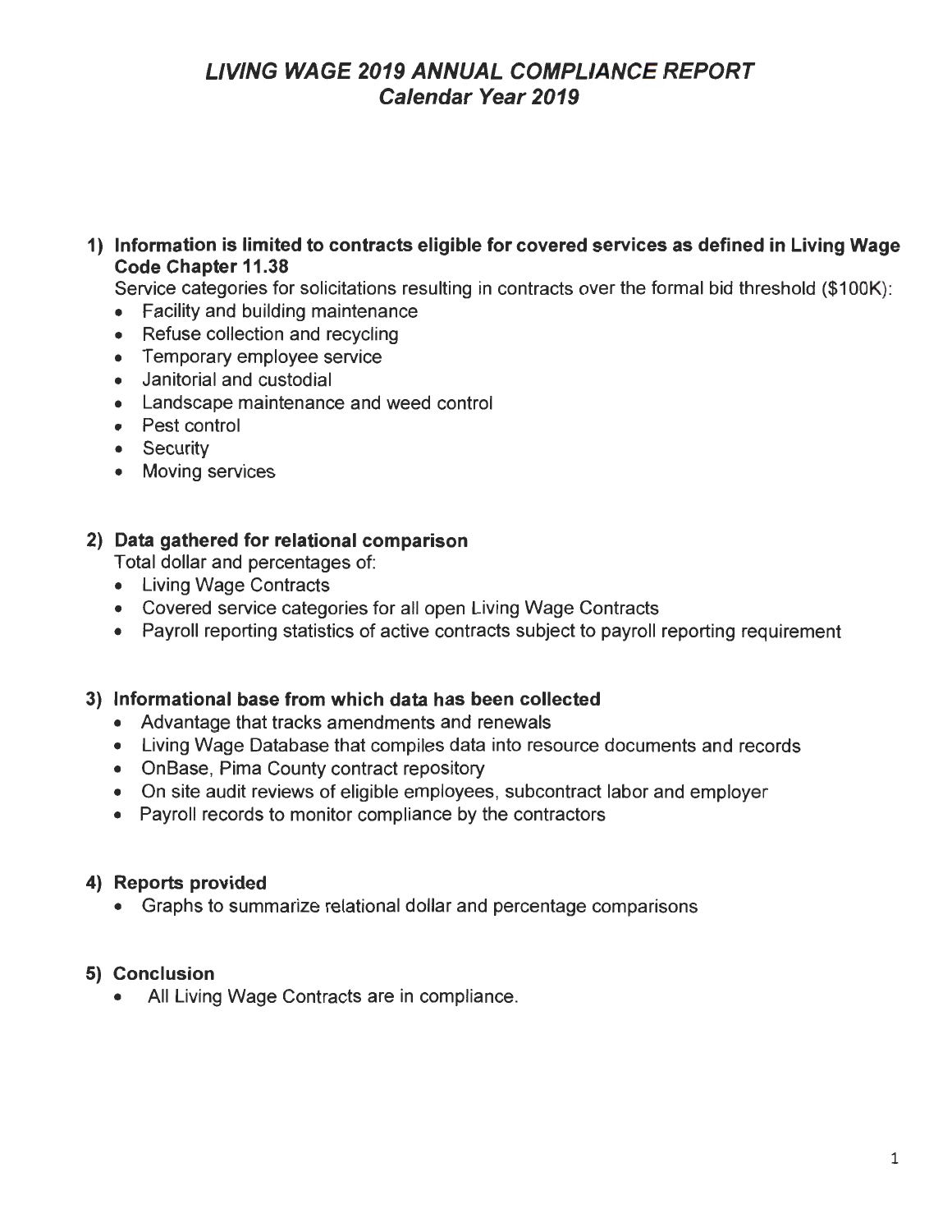# *LIVING WAGE 2019 ANNUAL COMPLIANCE REPORT*
## *Calendar Year 2019*

**1) Information is limited to contracts eligible for covered services as defined in Living Wage Code Chapter 11.38**

Service categories for solicitations resulting in contracts over the formal bid threshold ($100K):

- Facility and building maintenance
- Refuse collection and recycling
- Temporary employee service
- Janitorial and custodial
- Landscape maintenance and weed control
- Pest control
- Security
- Moving services

**2) Data gathered for relational comparison**

Total dollar and percentages of:

- Living Wage Contracts
- Covered service categories for all open Living Wage Contracts
- Payroll reporting statistics of active contracts subject to payroll reporting requirement

**3) Informational base from which data has been collected**

- Advantage that tracks amendments and renewals
- Living Wage Database that compiles data into resource documents and records
- OnBase, Pima County contract repository
- On site audit reviews of eligible employees, subcontract labor and employer
- Payroll records to monitor compliance by the contractors

**4) Reports provided**

- Graphs to summarize relational dollar and percentage comparisons

**5) Conclusion**

- All Living Wage Contracts are in compliance.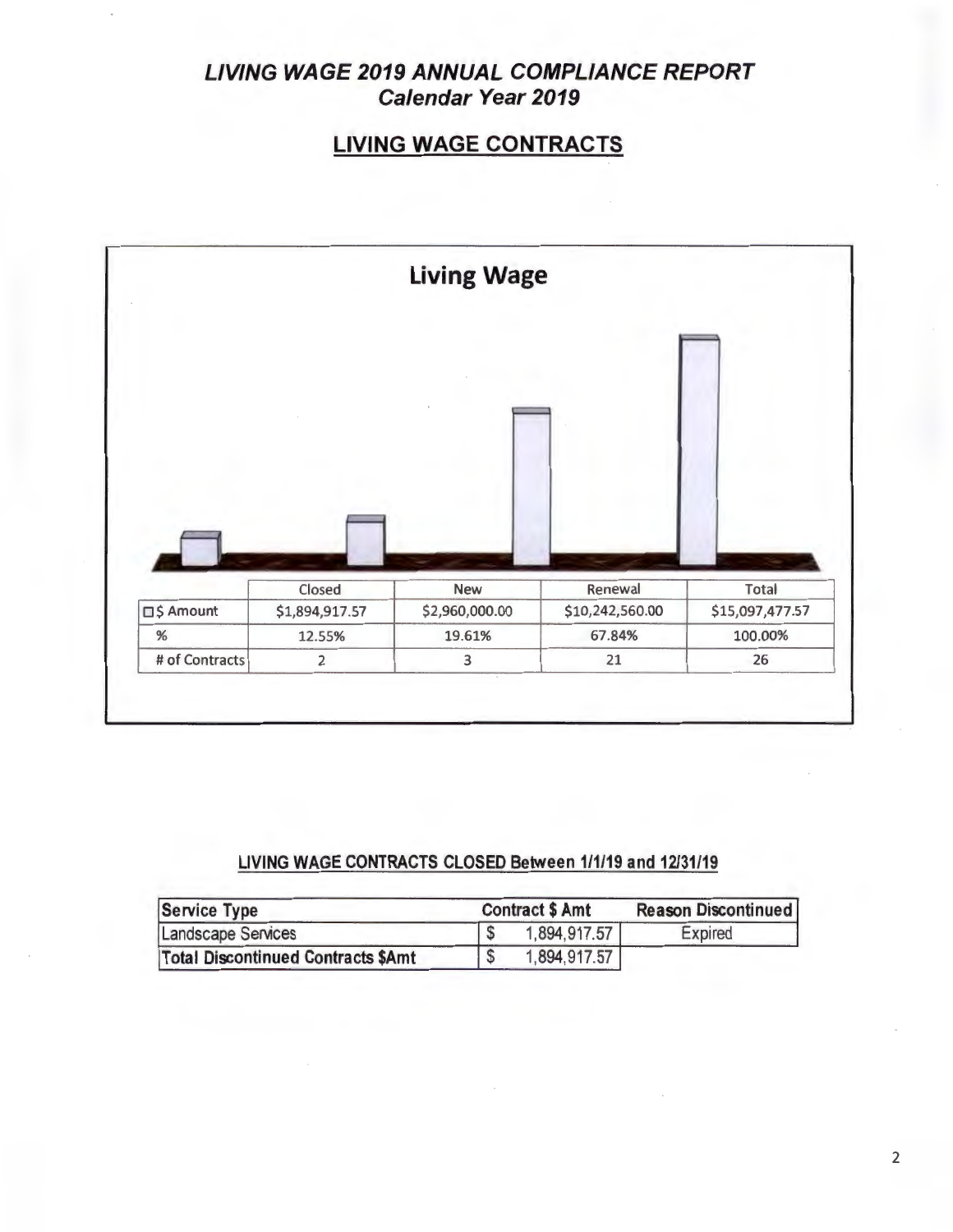# *LIVING WAGE 2019 ANNUAL COMPLIANCE REPORT*
## *Calendar Year 2019*

## LIVING WAGE CONTRACTS

**Living Wage**

| | Closed | New | Renewal | Total |
|---|---|---|---|---|
| $ Amount | $1,894,917.57 | $2,960,000.00 | $10,242,560.00 | $15,097,477.57 |
| % | 12.55% | 19.61% | 67.84% | 100.00% |
| # of Contracts | 2 | 3 | 21 | 26 |

### LIVING WAGE CONTRACTS CLOSED Between 1/1/19 and 12/31/19

| Service Type | Contract $ Amt | Reason Discontinued |
|---|---|---|
| Landscape Services | $ 1,894,917.57 | Expired |
| **Total Discontinued Contracts $Amt** | $ 1,894,917.57 | |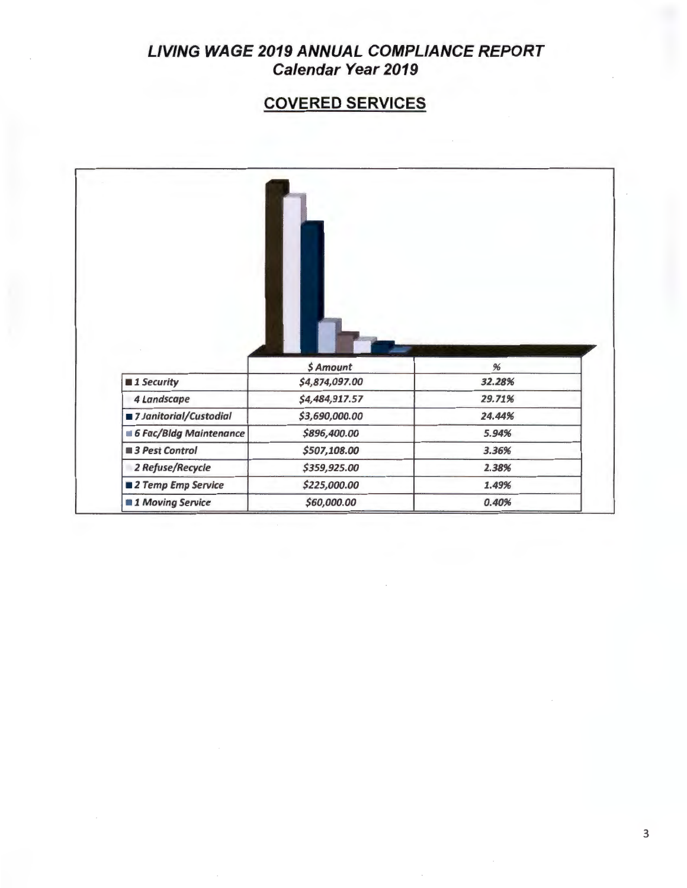# *LIVING WAGE 2019 ANNUAL COMPLIANCE REPORT*
## *Calendar Year 2019*

## COVERED SERVICES

| | $ Amount | % |
|---|---|---|
| 1 Security | $4,874,097.00 | 32.28% |
| 4 Landscape | $4,484,917.57 | 29.71% |
| 7 Janitorial/Custodial | $3,690,000.00 | 24.44% |
| 6 Fac/Bldg Maintenance | $896,400.00 | 5.94% |
| 3 Pest Control | $507,108.00 | 3.36% |
| 2 Refuse/Recycle | $359,925.00 | 2.38% |
| 2 Temp Emp Service | $225,000.00 | 1.49% |
| 1 Moving Service | $60,000.00 | 0.40% |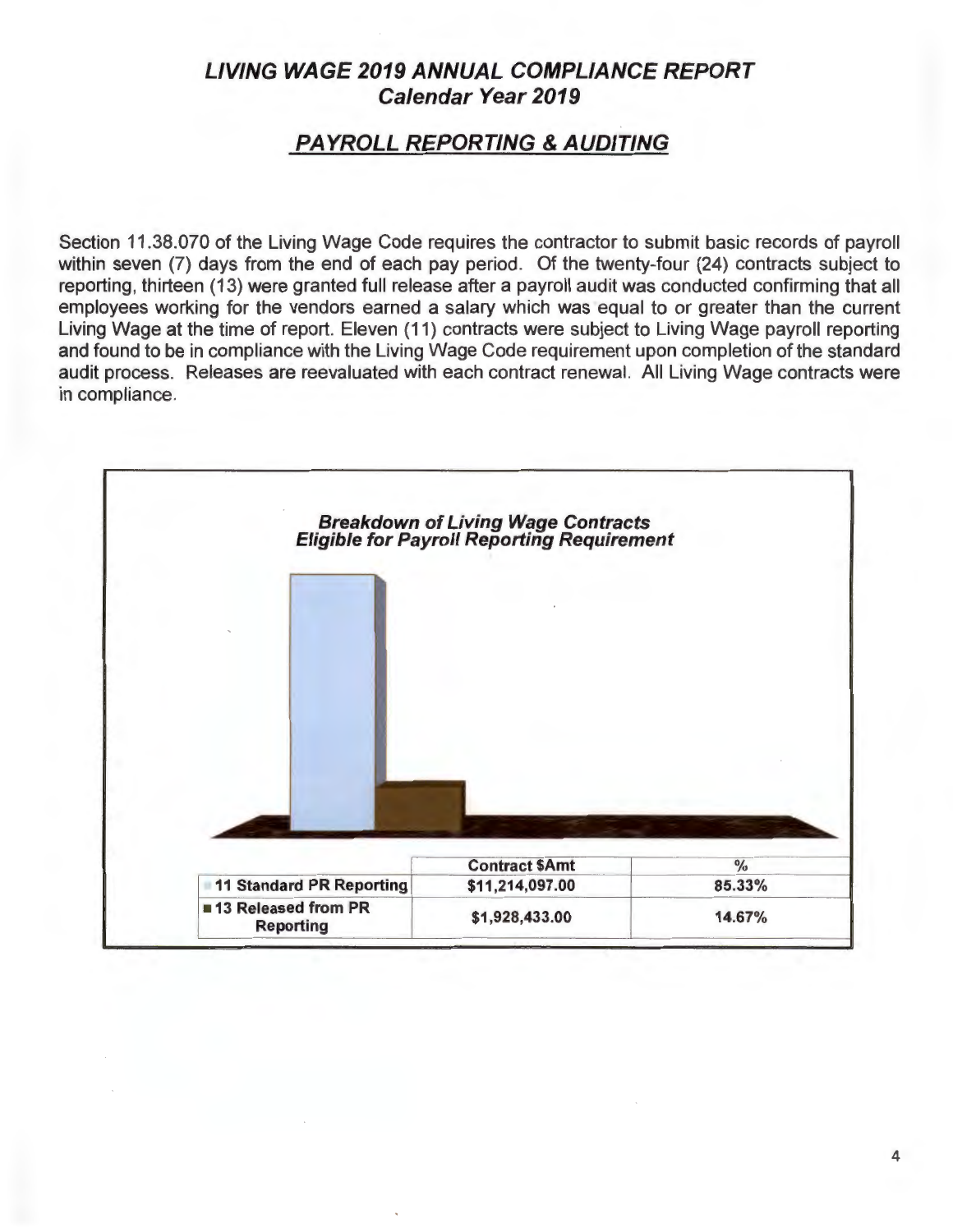# *LIVING WAGE 2019 ANNUAL COMPLIANCE REPORT*
## *Calendar Year 2019*

## ***PAYROLL REPORTING & AUDITING***

Section 11.38.070 of the Living Wage Code requires the contractor to submit basic records of payroll within seven (7) days from the end of each pay period. Of the twenty-four (24) contracts subject to reporting, thirteen (13) were granted full release after a payroll audit was conducted confirming that all employees working for the vendors earned a salary which was equal to or greater than the current Living Wage at the time of report. Eleven (11) contracts were subject to Living Wage payroll reporting and found to be in compliance with the Living Wage Code requirement upon completion of the standard audit process. Releases are reevaluated with each contract renewal. All Living Wage contracts were in compliance.

***Breakdown of Living Wage Contracts Eligible for Payroll Reporting Requirement***

| | Contract $Amt | % |
|---|---|---|
| 11 Standard PR Reporting | $11,214,097.00 | 85.33% |
| 13 Released from PR Reporting | $1,928,433.00 | 14.67% |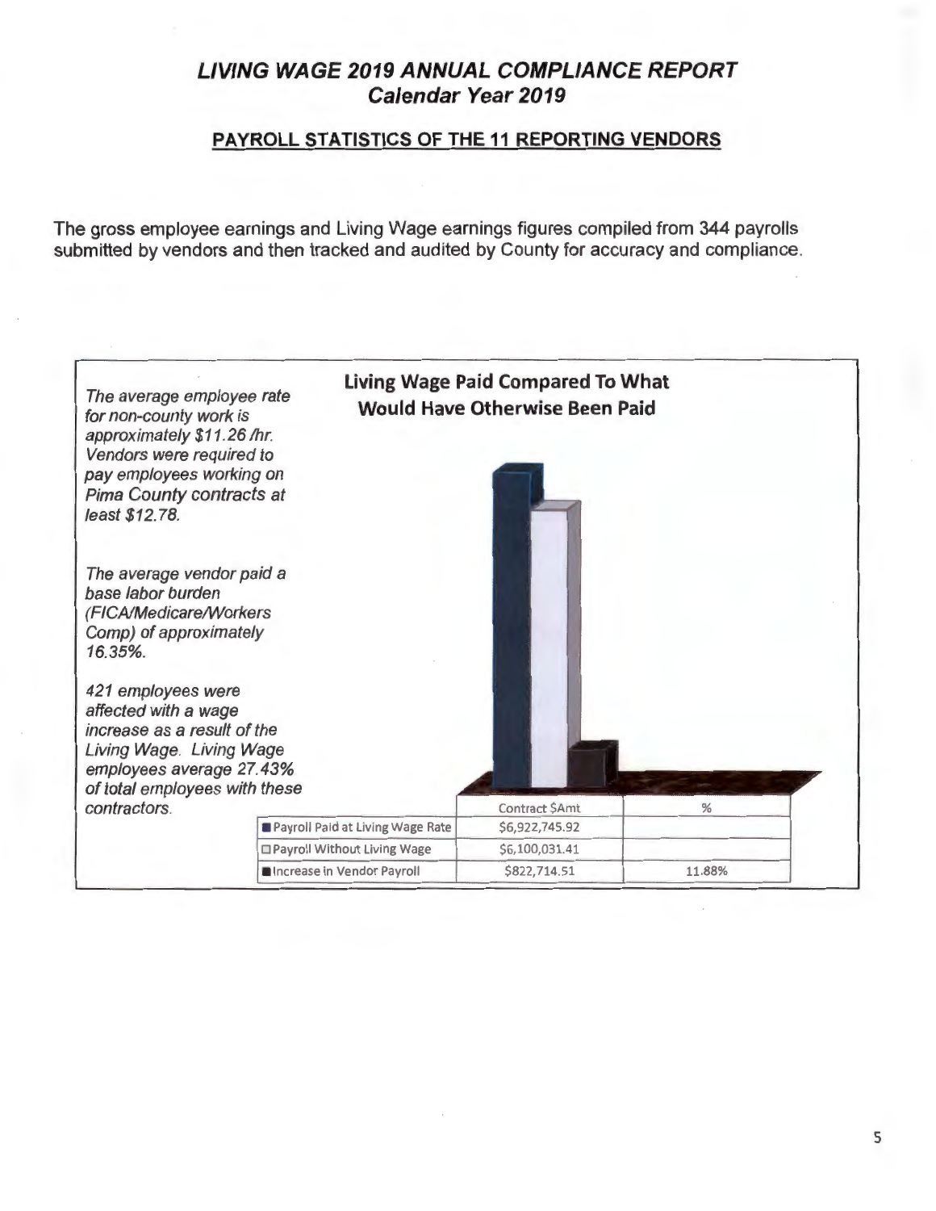## *LIVING WAGE 2019 ANNUAL COMPLIANCE REPORT*
### *Calendar Year 2019*

**PAYROLL STATISTICS OF THE 11 REPORTING VENDORS**

The gross employee earnings and Living Wage earnings figures compiled from 344 payrolls submitted by vendors and then tracked and audited by County for accuracy and compliance.

*The average employee rate for non-county work is approximately $11.26 /hr. Vendors were required to pay employees working on Pima County contracts at least $12.78.*

*The average vendor paid a base labor burden (FICA/Medicare/Workers Comp) of approximately 16.35%.*

*421 employees were affected with a wage increase as a result of the Living Wage. Living Wage employees average 27.43% of total employees with these contractors.*

**Living Wage Paid Compared To What Would Have Otherwise Been Paid**

| | Contract $Amt | % |
|---|---|---|
| Payroll Paid at Living Wage Rate | $6,922,745.92 | |
| Payroll Without Living Wage | $6,100,031.41 | |
| Increase in Vendor Payroll | $822,714.51 | 11.88% |